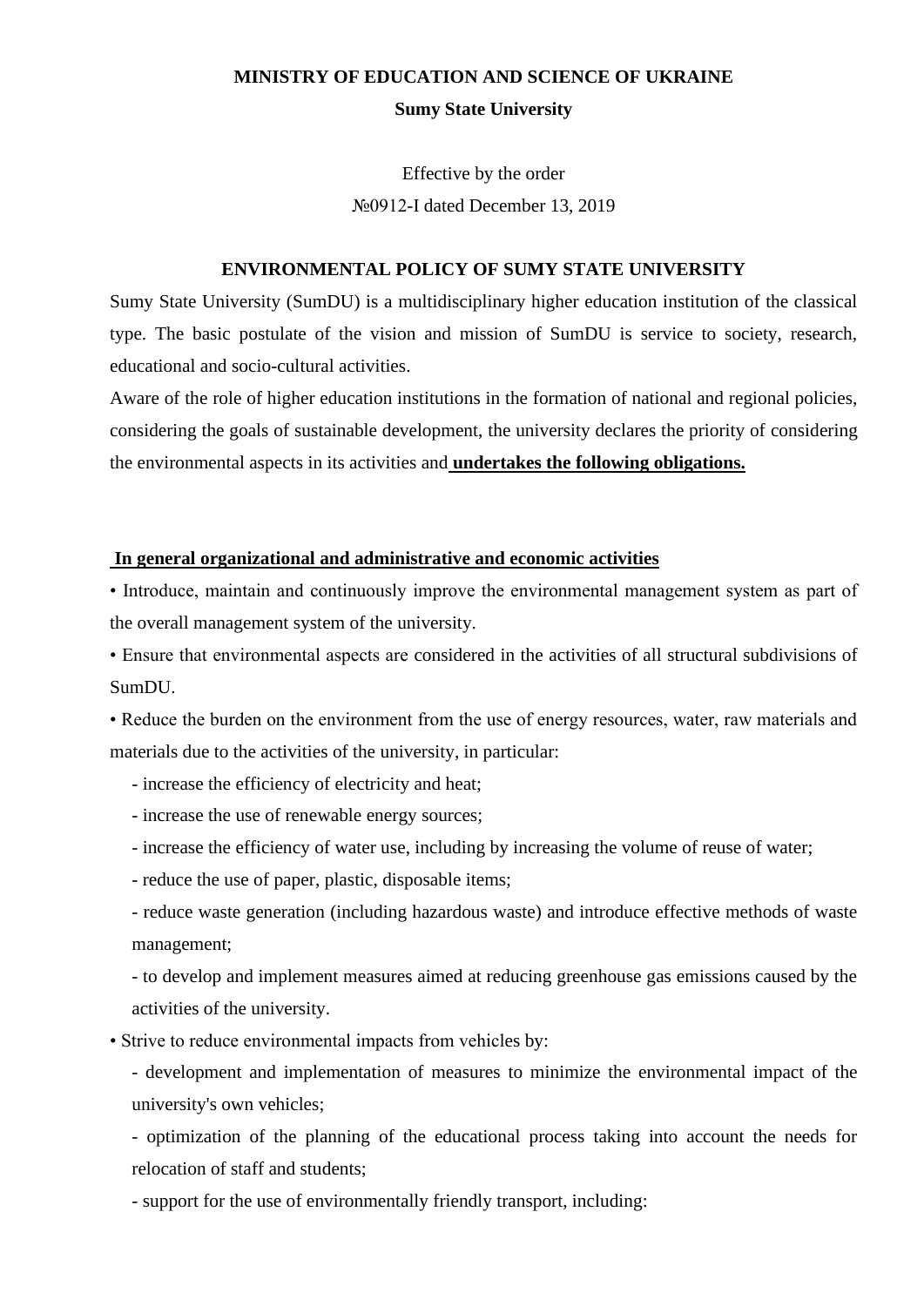**MINISTRY OF EDUCATION AND SCIENCE OF UKRAINE**

**Sumy State University**

Effective by the order

№0912-I dated December 13, 2019

# ENVIRONMENTAL POLICY OF SUMY STATE UNIVERSITY

Sumy State University (SumDU) is a multidisciplinary higher education institution of the classical type. The basic postulate of the vision and mission of SumDU is service to society, research, educational and socio-cultural activities.

Aware of the role of higher education institutions in the formation of national and regional policies, considering the goals of sustainable development, the university declares the priority of considering the environmental aspects in its activities and **undertakes the following obligations.**

## In general organizational and administrative and economic activities

• Introduce, maintain and continuously improve the environmental management system as part of the overall management system of the university.

• Ensure that environmental aspects are considered in the activities of all structural subdivisions of SumDU.

• Reduce the burden on the environment from the use of energy resources, water, raw materials and materials due to the activities of the university, in particular:

- increase the efficiency of electricity and heat;
- increase the use of renewable energy sources;
- increase the efficiency of water use, including by increasing the volume of reuse of water;
- reduce the use of paper, plastic, disposable items;
- reduce waste generation (including hazardous waste) and introduce effective methods of waste management;
- to develop and implement measures aimed at reducing greenhouse gas emissions caused by the activities of the university.

• Strive to reduce environmental impacts from vehicles by:

- development and implementation of measures to minimize the environmental impact of the university's own vehicles;
- optimization of the planning of the educational process taking into account the needs for relocation of staff and students;
- support for the use of environmentally friendly transport, including: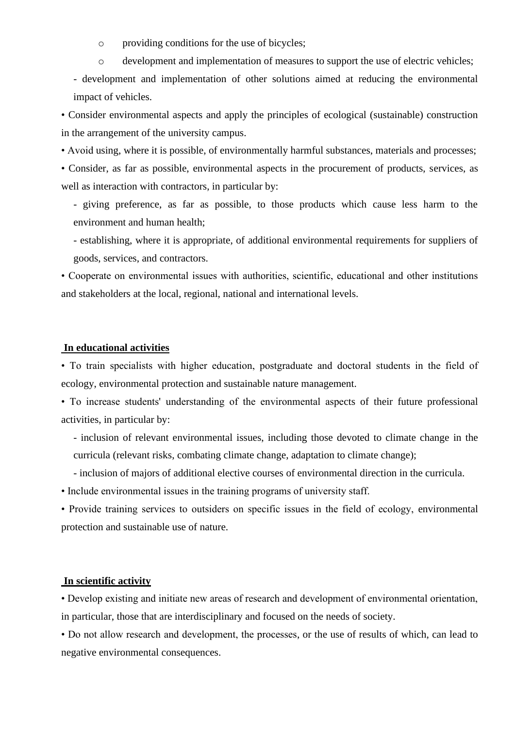- providing conditions for the use of bicycles;
  - development and implementation of measures to support the use of electric vehicles;
- development and implementation of other solutions aimed at reducing the environmental impact of vehicles.

• Consider environmental aspects and apply the principles of ecological (sustainable) construction in the arrangement of the university campus.

• Avoid using, where it is possible, of environmentally harmful substances, materials and processes;

• Consider, as far as possible, environmental aspects in the procurement of products, services, as well as interaction with contractors, in particular by:

- giving preference, as far as possible, to those products which cause less harm to the environment and human health;
- establishing, where it is appropriate, of additional environmental requirements for suppliers of goods, services, and contractors.

• Cooperate on environmental issues with authorities, scientific, educational and other institutions and stakeholders at the local, regional, national and international levels.

**In educational activities**

• To train specialists with higher education, postgraduate and doctoral students in the field of ecology, environmental protection and sustainable nature management.

• To increase students' understanding of the environmental aspects of their future professional activities, in particular by:

- inclusion of relevant environmental issues, including those devoted to climate change in the curricula (relevant risks, combating climate change, adaptation to climate change);
- inclusion of majors of additional elective courses of environmental direction in the curricula.

• Include environmental issues in the training programs of university staff.

• Provide training services to outsiders on specific issues in the field of ecology, environmental protection and sustainable use of nature.

**In scientific activity**

• Develop existing and initiate new areas of research and development of environmental orientation, in particular, those that are interdisciplinary and focused on the needs of society.

• Do not allow research and development, the processes, or the use of results of which, can lead to negative environmental consequences.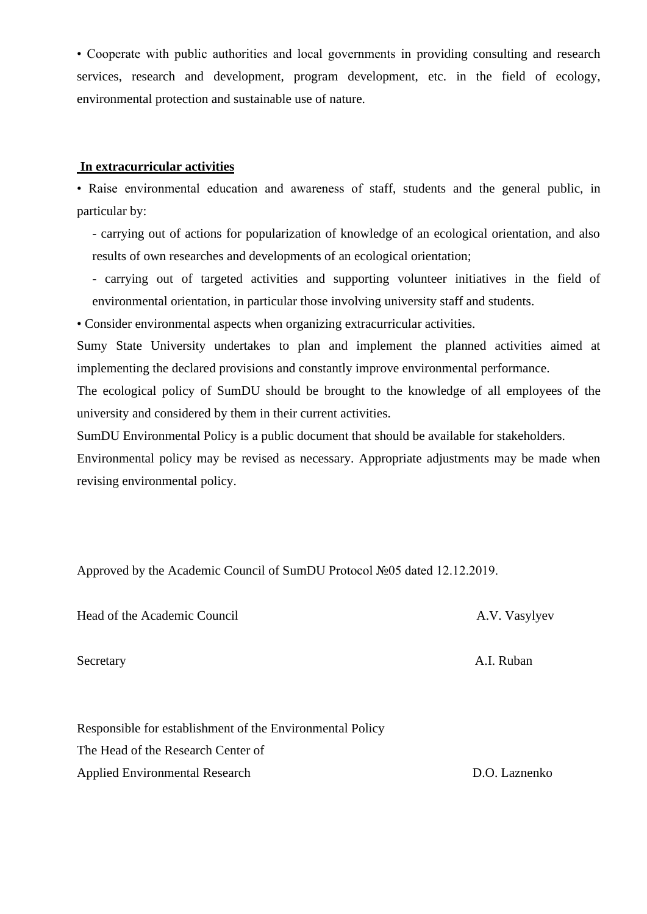• Cooperate with public authorities and local governments in providing consulting and research services, research and development, program development, etc. in the field of ecology, environmental protection and sustainable use of nature.

**In extracurricular activities**

• Raise environmental education and awareness of staff, students and the general public, in particular by:

- carrying out of actions for popularization of knowledge of an ecological orientation, and also results of own researches and developments of an ecological orientation;
- carrying out of targeted activities and supporting volunteer initiatives in the field of environmental orientation, in particular those involving university staff and students.

• Consider environmental aspects when organizing extracurricular activities.

Sumy State University undertakes to plan and implement the planned activities aimed at implementing the declared provisions and constantly improve environmental performance.

The ecological policy of SumDU should be brought to the knowledge of all employees of the university and considered by them in their current activities.

SumDU Environmental Policy is a public document that should be available for stakeholders.

Environmental policy may be revised as necessary. Appropriate adjustments may be made when revising environmental policy.

Approved by the Academic Council of SumDU Protocol №05 dated 12.12.2019.

Head of the Academic Council A.V. Vasylyev

Secretary A.I. Ruban

Responsible for establishment of the Environmental Policy
The Head of the Research Center of
Applied Environmental Research D.O. Laznenko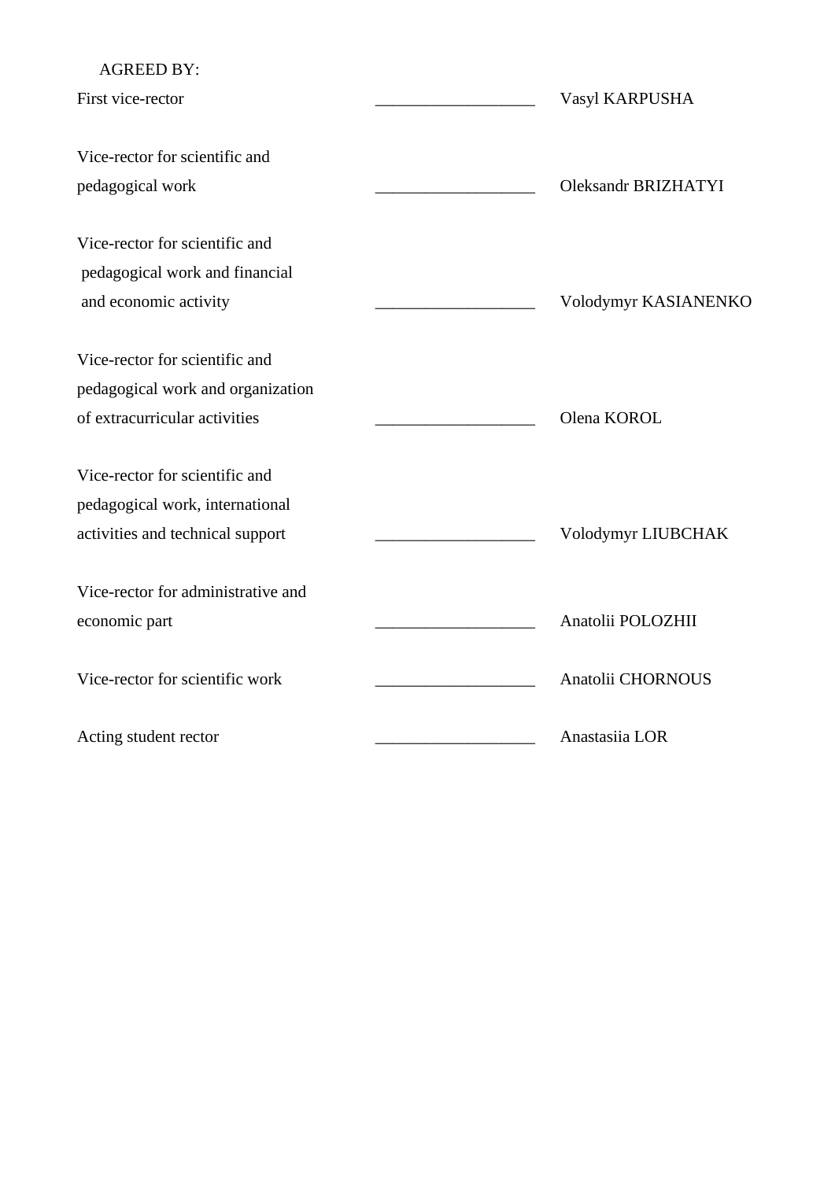AGREED BY:

| | | |
|---|---|---|
| First vice-rector | ___________________ | Vasyl KARPUSHA |
| Vice-rector for scientific and pedagogical work | ___________________ | Oleksandr BRIZHATYI |
| Vice-rector for scientific and pedagogical work and financial and economic activity | ___________________ | Volodymyr KASIANENKO |
| Vice-rector for scientific and pedagogical work and organization of extracurricular activities | ___________________ | Olena KOROL |
| Vice-rector for scientific and pedagogical work, international activities and technical support | ___________________ | Volodymyr LIUBCHAK |
| Vice-rector for administrative and economic part | ___________________ | Anatolii POLOZHII |
| Vice-rector for scientific work | ___________________ | Anatolii CHORNOUS |
| Acting student rector | ___________________ | Anastasiia LOR |